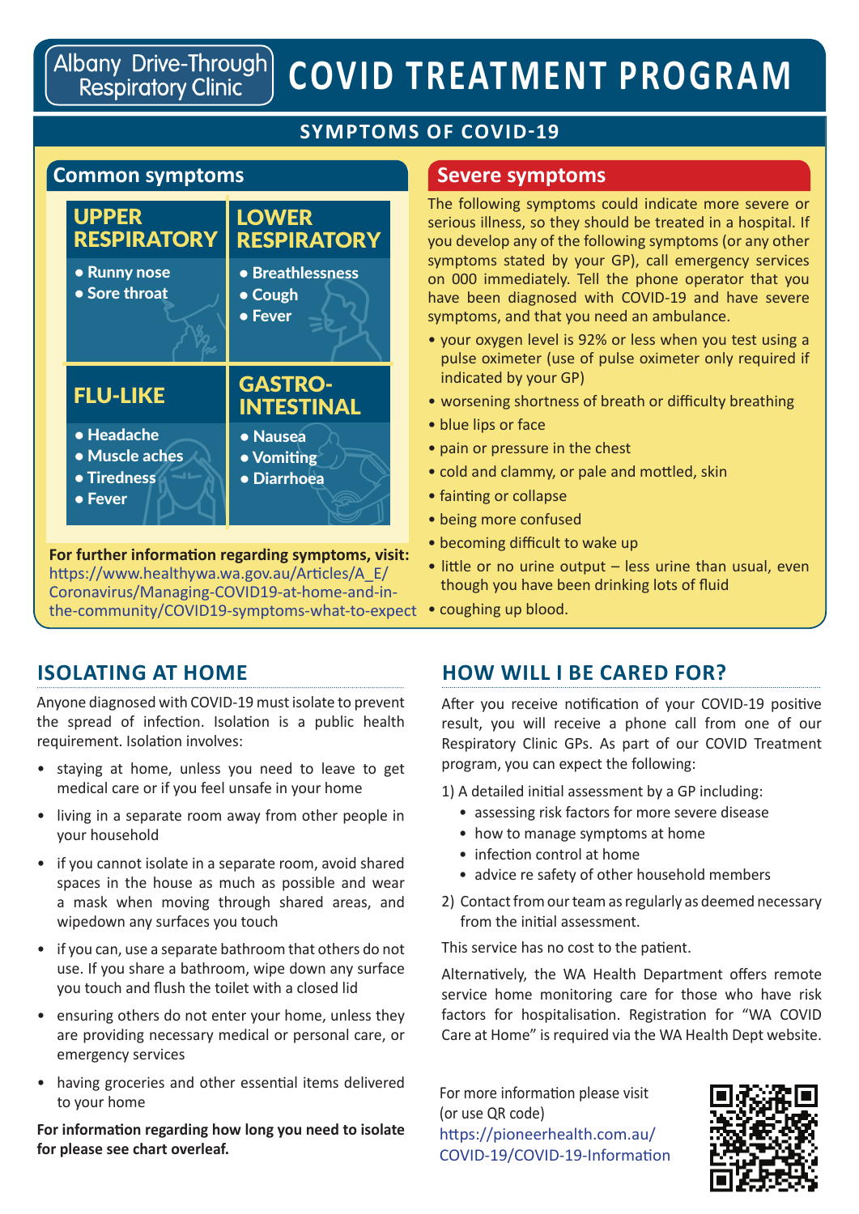# Albany Drive-Through Respiratory Clinic — COVID TREATMENT PROGRAM

## SYMPTOMS OF COVID-19

### Common symptoms

**UPPER RESPIRATORY**
- Runny nose
- Sore throat

**LOWER RESPIRATORY**
- Breathlessness
- Cough
- Fever

**FLU-LIKE**
- Headache
- Muscle aches
- Tiredness
- Fever

**GASTRO-INTESTINAL**
- Nausea
- Vomiting
- Diarrhoea

**For further information regarding symptoms, visit:**
https://www.healthywa.wa.gov.au/Articles/A_E/Coronavirus/Managing-COVID19-at-home-and-in-the-community/COVID19-symptoms-what-to-expect

### Severe symptoms

The following symptoms could indicate more severe or serious illness, so they should be treated in a hospital. If you develop any of the following symptoms (or any other symptoms stated by your GP), call emergency services on 000 immediately. Tell the phone operator that you have been diagnosed with COVID-19 and have severe symptoms, and that you need an ambulance.

- your oxygen level is 92% or less when you test using a pulse oximeter (use of pulse oximeter only required if indicated by your GP)
- worsening shortness of breath or difficulty breathing
- blue lips or face
- pain or pressure in the chest
- cold and clammy, or pale and mottled, skin
- fainting or collapse
- being more confused
- becoming difficult to wake up
- little or no urine output – less urine than usual, even though you have been drinking lots of fluid
- coughing up blood.

## ISOLATING AT HOME

Anyone diagnosed with COVID-19 must isolate to prevent the spread of infection. Isolation is a public health requirement. Isolation involves:

- staying at home, unless you need to leave to get medical care or if you feel unsafe in your home
- living in a separate room away from other people in your household
- if you cannot isolate in a separate room, avoid shared spaces in the house as much as possible and wear a mask when moving through shared areas, and wipedown any surfaces you touch
- if you can, use a separate bathroom that others do not use. If you share a bathroom, wipe down any surface you touch and flush the toilet with a closed lid
- ensuring others do not enter your home, unless they are providing necessary medical or personal care, or emergency services
- having groceries and other essential items delivered to your home

**For information regarding how long you need to isolate for please see chart overleaf.**

## HOW WILL I BE CARED FOR?

After you receive notification of your COVID-19 positive result, you will receive a phone call from one of our Respiratory Clinic GPs. As part of our COVID Treatment program, you can expect the following:

1) A detailed initial assessment by a GP including:
   - assessing risk factors for more severe disease
   - how to manage symptoms at home
   - infection control at home
   - advice re safety of other household members
2) Contact from our team as regularly as deemed necessary from the initial assessment.

This service has no cost to the patient.

Alternatively, the WA Health Department offers remote service home monitoring care for those who have risk factors for hospitalisation. Registration for "WA COVID Care at Home" is required via the WA Health Dept website.

For more information please visit (or use QR code)
https://pioneerhealth.com.au/COVID-19/COVID-19-Information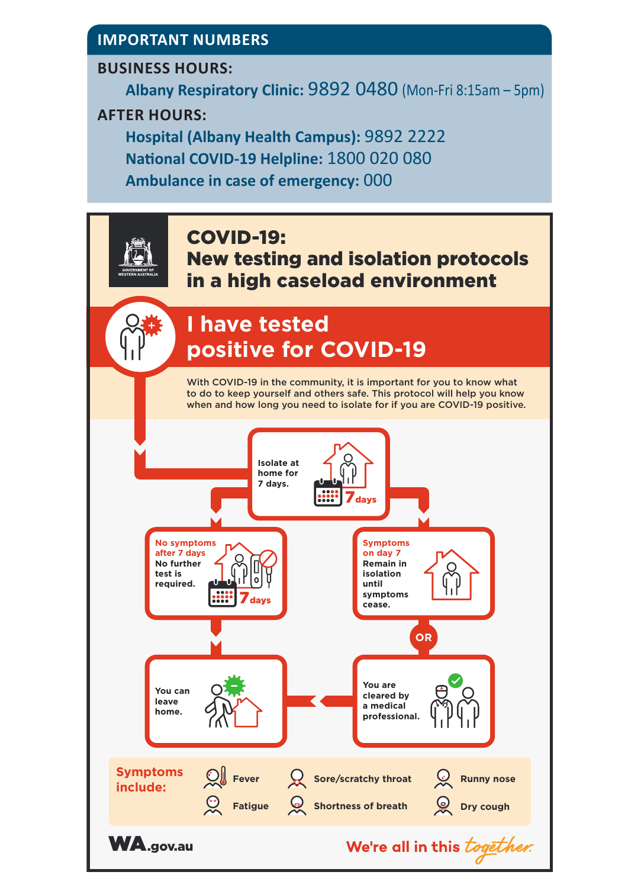## IMPORTANT NUMBERS

**BUSINESS HOURS:**

**Albany Respiratory Clinic:** 9892 0480 (Mon-Fri 8:15am – 5pm)

**AFTER HOURS:**

**Hospital (Albany Health Campus):** 9892 2222

**National COVID-19 Helpline:** 1800 020 080

**Ambulance in case of emergency:** 000

GOVERNMENT OF WESTERN AUSTRALIA

# COVID-19: New testing and isolation protocols in a high caseload environment

## I have tested positive for COVID-19

With COVID-19 in the community, it is important for you to know what to do to keep yourself and others safe. This protocol will help you know when and how long you need to isolate for if you are COVID-19 positive.

Isolate at home for 7 days.

7 days

**No symptoms after 7 days**
No further test is required.

7 days

**Symptoms on day 7**
Remain in isolation until symptoms cease.

OR

You are cleared by a medical professional.

You can leave home.

**Symptoms include:**

- Fever
- Sore/scratchy throat
- Runny nose
- Fatigue
- Shortness of breath
- Dry cough

WA.gov.au

We're all in this *together*.